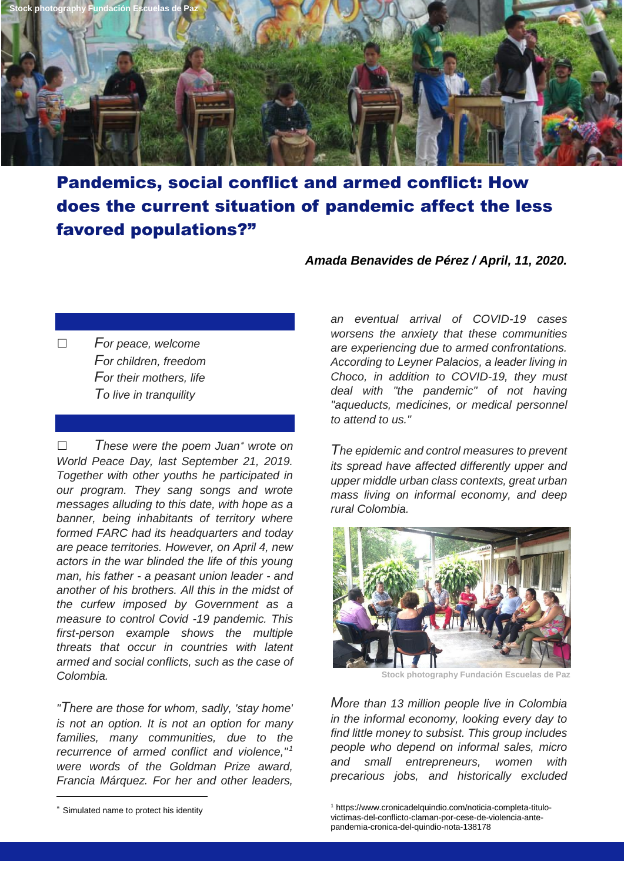Stock photography Fundación Escuelas de Paz

# Pandemics, social conflict and armed conflict: How does the current situation of pandemic affect the less favored populations?"

***Amada Benavides de Pérez / April, 11, 2020.***

*For peace, welcome*
*For children, freedom*
*For their mothers, life*
*To live in tranquility*

*These were the poem Juan\* wrote on World Peace Day, last September 21, 2019. Together with other youths he participated in our program. They sang songs and wrote messages alluding to this date, with hope as a banner, being inhabitants of territory where formed FARC had its headquarters and today are peace territories. However, on April 4, new actors in the war blinded the life of this young man, his father - a peasant union leader - and another of his brothers. All this in the midst of the curfew imposed by Government as a measure to control Covid -19 pandemic. This first-person example shows the multiple threats that occur in countries with latent armed and social conflicts, such as the case of Colombia.*

*"There are those for whom, sadly, 'stay home' is not an option. It is not an option for many families, many communities, due to the recurrence of armed conflict and violence,"[1] were words of the Goldman Prize award, Francia Márquez. For her and other leaders, an eventual arrival of COVID-19 cases worsens the anxiety that these communities are experiencing due to armed confrontations. According to Leyner Palacios, a leader living in Choco, in addition to COVID-19, they must deal with "the pandemic" of not having "aqueducts, medicines, or medical personnel to attend to us."*

*The epidemic and control measures to prevent its spread have affected differently upper and upper middle urban class contexts, great urban mass living on informal economy, and deep rural Colombia.*

Stock photography Fundación Escuelas de Paz

*More than 13 million people live in Colombia in the informal economy, looking every day to find little money to subsist. This group includes people who depend on informal sales, micro and small entrepreneurs, women with precarious jobs, and historically excluded*

\* Simulated name to protect his identity

[1] https://www.cronicadelquindio.com/noticia-completa-titulo-victimas-del-conflicto-claman-por-cese-de-violencia-ante-pandemia-cronica-del-quindio-nota-138178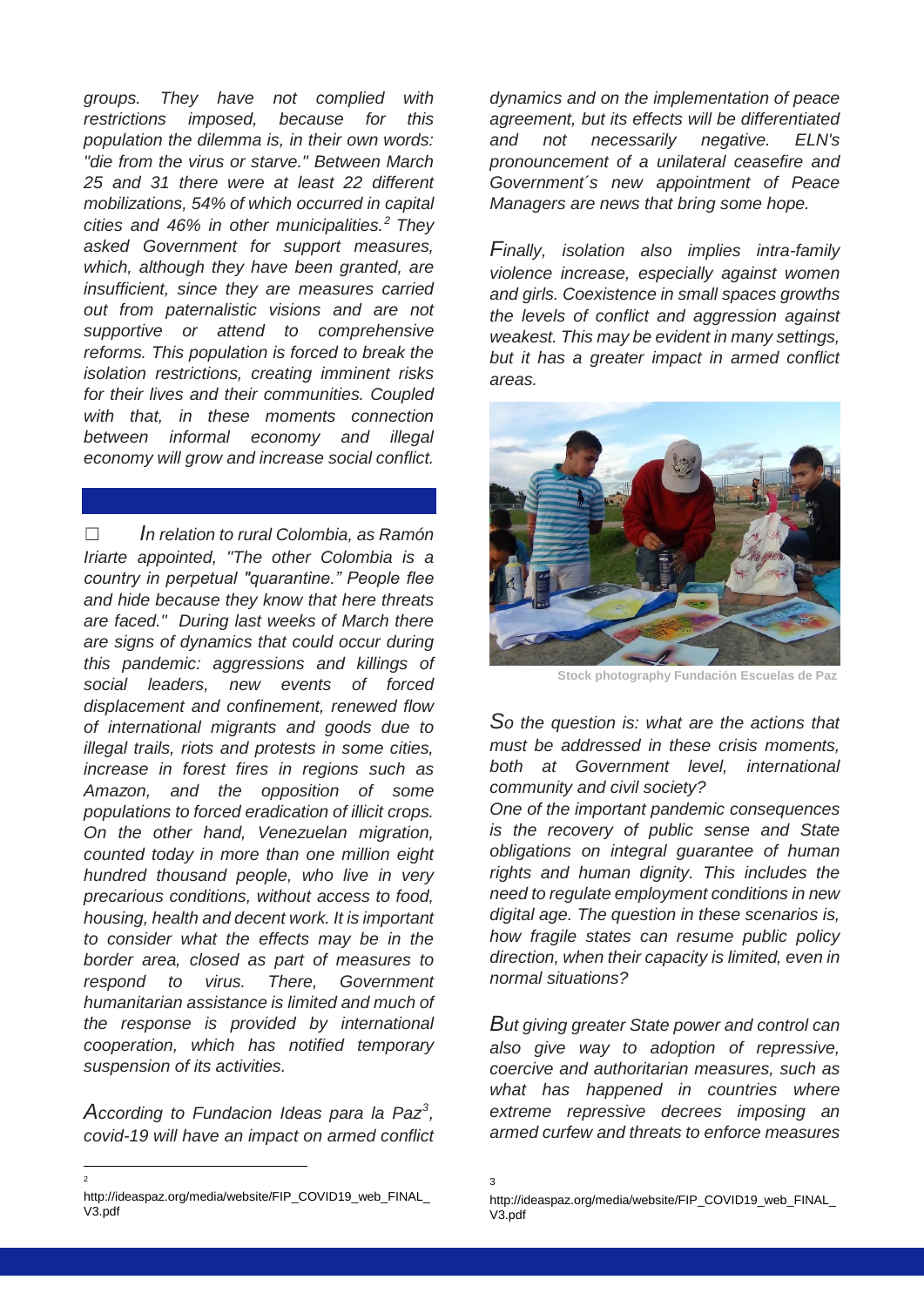*groups. They have not complied with restrictions imposed, because for this population the dilemma is, in their own words: "die from the virus or starve." Between March 25 and 31 there were at least 22 different mobilizations, 54% of which occurred in capital cities and 46% in other municipalities.[2] They asked Government for support measures, which, although they have been granted, are insufficient, since they are measures carried out from paternalistic visions and are not supportive or attend to comprehensive reforms. This population is forced to break the isolation restrictions, creating imminent risks for their lives and their communities. Coupled with that, in these moments connection between informal economy and illegal economy will grow and increase social conflict.*

☐ *In relation to rural Colombia, as Ramón Iriarte appointed, "The other Colombia is a country in perpetual "quarantine." People flee and hide because they know that here threats are faced." During last weeks of March there are signs of dynamics that could occur during this pandemic: aggressions and killings of social leaders, new events of forced displacement and confinement, renewed flow of international migrants and goods due to illegal trails, riots and protests in some cities, increase in forest fires in regions such as Amazon, and the opposition of some populations to forced eradication of illicit crops. On the other hand, Venezuelan migration, counted today in more than one million eight hundred thousand people, who live in very precarious conditions, without access to food, housing, health and decent work. It is important to consider what the effects may be in the border area, closed as part of measures to respond to virus. There, Government humanitarian assistance is limited and much of the response is provided by international cooperation, which has notified temporary suspension of its activities.*

*According to Fundacion Ideas para la Paz[3], covid-19 will have an impact on armed conflict dynamics and on the implementation of peace agreement, but its effects will be differentiated and not necessarily negative. ELN's pronouncement of a unilateral ceasefire and Government´s new appointment of Peace Managers are news that bring some hope.*

*Finally, isolation also implies intra-family violence increase, especially against women and girls. Coexistence in small spaces growths the levels of conflict and aggression against weakest. This may be evident in many settings, but it has a greater impact in armed conflict areas.*

Stock photography Fundación Escuelas de Paz

*So the question is: what are the actions that must be addressed in these crisis moments, both at Government level, international community and civil society?*

*One of the important pandemic consequences is the recovery of public sense and State obligations on integral guarantee of human rights and human dignity. This includes the need to regulate employment conditions in new digital age. The question in these scenarios is, how fragile states can resume public policy direction, when their capacity is limited, even in normal situations?*

*But giving greater State power and control can also give way to adoption of repressive, coercive and authoritarian measures, such as what has happened in countries where extreme repressive decrees imposing an armed curfew and threats to enforce measures*

---

[2] http://ideaspaz.org/media/website/FIP_COVID19_web_FINAL_V3.pdf

[3] http://ideaspaz.org/media/website/FIP_COVID19_web_FINAL_V3.pdf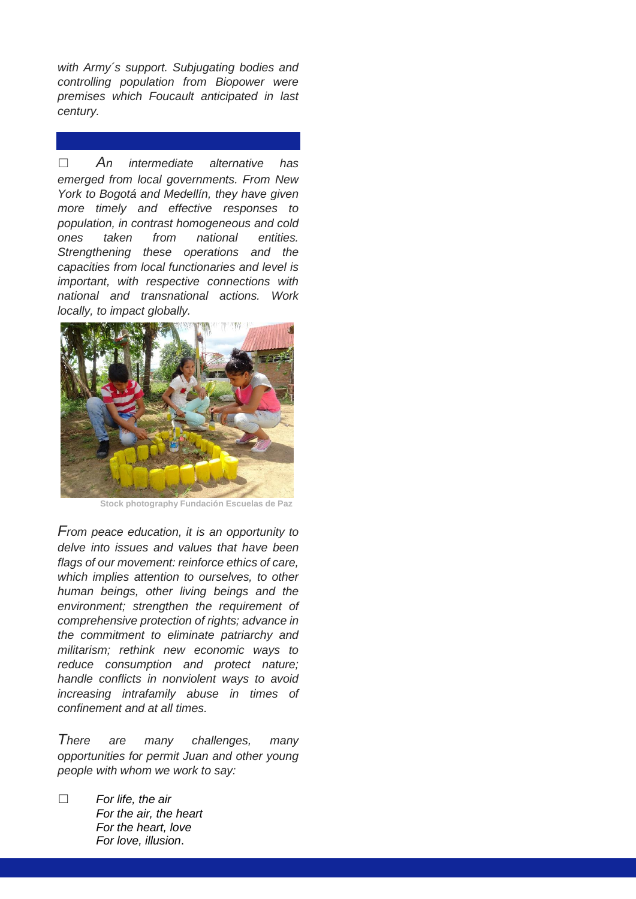*with Army´s support. Subjugating bodies and controlling population from Biopower were premises which Foucault anticipated in last century.*

- *An intermediate alternative has emerged from local governments. From New York to Bogotá and Medellín, they have given more timely and effective responses to population, in contrast homogeneous and cold ones taken from national entities. Strengthening these operations and the capacities from local functionaries and level is important, with respective connections with national and transnational actions. Work locally, to impact globally.*

Stock photography Fundación Escuelas de Paz

*From peace education, it is an opportunity to delve into issues and values that have been flags of our movement: reinforce ethics of care, which implies attention to ourselves, to other human beings, other living beings and the environment; strengthen the requirement of comprehensive protection of rights; advance in the commitment to eliminate patriarchy and militarism; rethink new economic ways to reduce consumption and protect nature; handle conflicts in nonviolent ways to avoid increasing intrafamily abuse in times of confinement and at all times.*

*There are many challenges, many opportunities for permit Juan and other young people with whom we work to say:*

- *For life, the air*
  *For the air, the heart*
  *For the heart, love*
  *For love, illusion*.